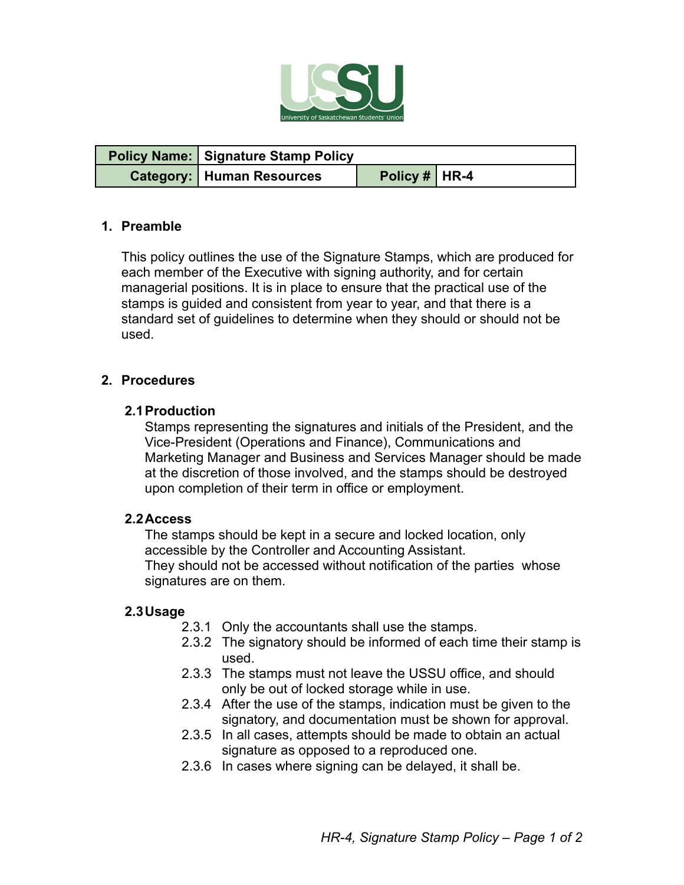| Policy Name: | Signature Stamp Policy | | |
| --- | --- | --- | --- |
| Category: | Human Resources | Policy # | HR-4 |

## 1. Preamble

This policy outlines the use of the Signature Stamps, which are produced for each member of the Executive with signing authority, and for certain managerial positions. It is in place to ensure that the practical use of the stamps is guided and consistent from year to year, and that there is a standard set of guidelines to determine when they should or should not be used.

## 2. Procedures

### 2.1 Production

Stamps representing the signatures and initials of the President, and the Vice-President (Operations and Finance), Communications and Marketing Manager and Business and Services Manager should be made at the discretion of those involved, and the stamps should be destroyed upon completion of their term in office or employment.

### 2.2 Access

The stamps should be kept in a secure and locked location, only accessible by the Controller and Accounting Assistant.
They should not be accessed without notification of the parties whose signatures are on them.

### 2.3 Usage

- 2.3.1 Only the accountants shall use the stamps.
- 2.3.2 The signatory should be informed of each time their stamp is used.
- 2.3.3 The stamps must not leave the USSU office, and should only be out of locked storage while in use.
- 2.3.4 After the use of the stamps, indication must be given to the signatory, and documentation must be shown for approval.
- 2.3.5 In all cases, attempts should be made to obtain an actual signature as opposed to a reproduced one.
- 2.3.6 In cases where signing can be delayed, it shall be.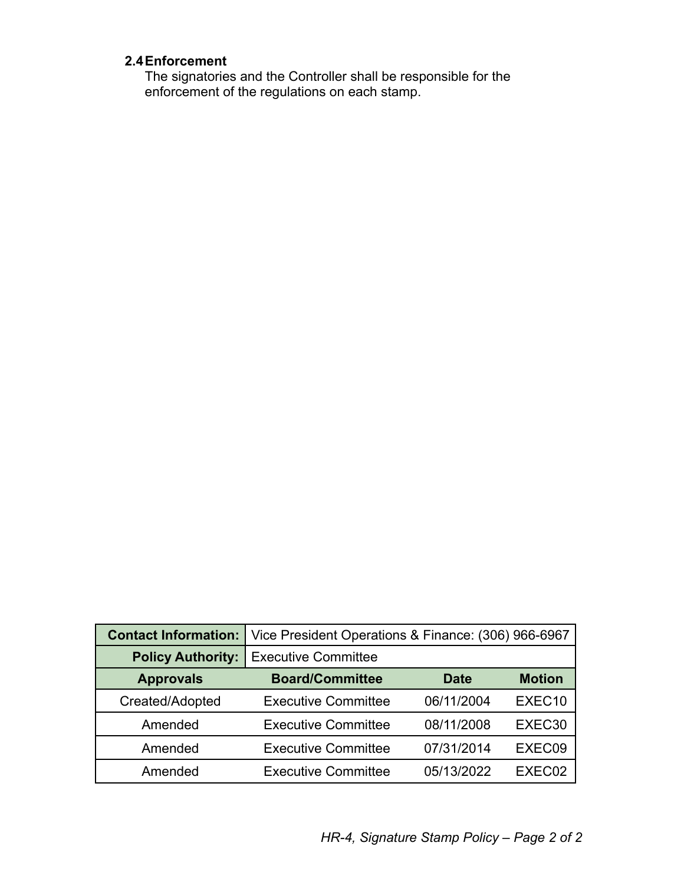### 2.4 Enforcement

The signatories and the Controller shall be responsible for the enforcement of the regulations on each stamp.

| | | | |
|---|---|---|---|
| **Contact Information:** | Vice President Operations & Finance: (306) 966-6967 | | |
| **Policy Authority:** | Executive Committee | | |
| **Approvals** | **Board/Committee** | **Date** | **Motion** |
| Created/Adopted | Executive Committee | 06/11/2004 | EXEC10 |
| Amended | Executive Committee | 08/11/2008 | EXEC30 |
| Amended | Executive Committee | 07/31/2014 | EXEC09 |
| Amended | Executive Committee | 05/13/2022 | EXEC02 |